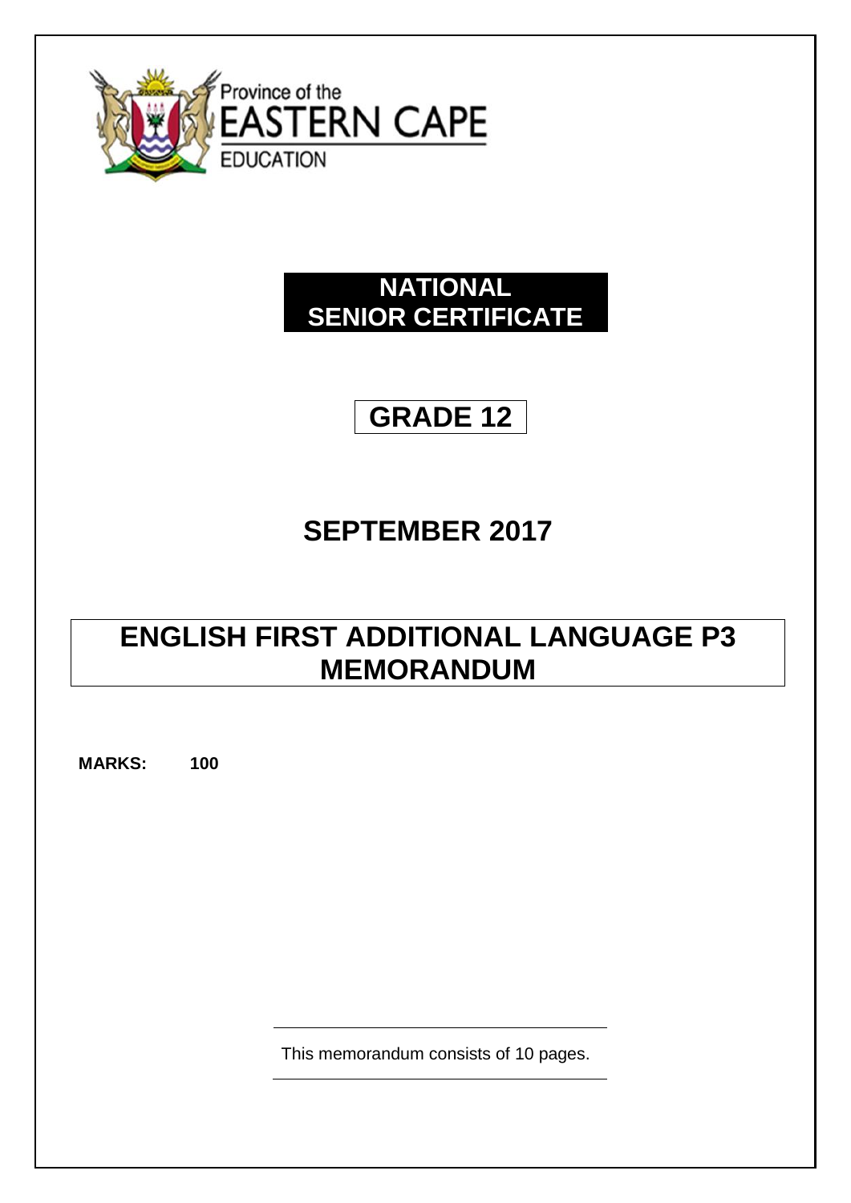Province of the
EASTERN CAPE
EDUCATION

# NATIONAL SENIOR CERTIFICATE

# GRADE 12

## SEPTEMBER 2017

# ENGLISH FIRST ADDITIONAL LANGUAGE P3 MEMORANDUM

**MARKS: 100**

This memorandum consists of 10 pages.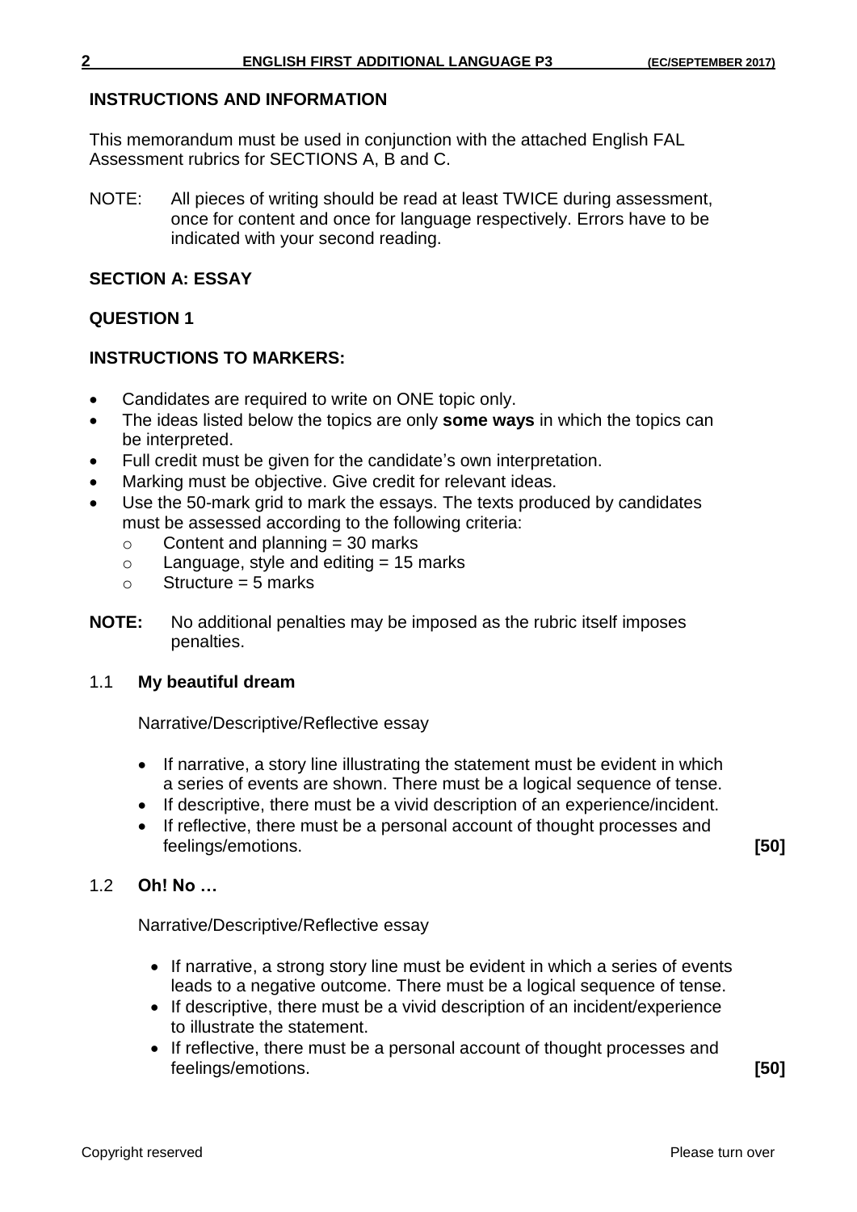## INSTRUCTIONS AND INFORMATION

This memorandum must be used in conjunction with the attached English FAL Assessment rubrics for SECTIONS A, B and C.

NOTE: All pieces of writing should be read at least TWICE during assessment, once for content and once for language respectively. Errors have to be indicated with your second reading.

## SECTION A: ESSAY

### QUESTION 1

### INSTRUCTIONS TO MARKERS:

- Candidates are required to write on ONE topic only.
- The ideas listed below the topics are only **some ways** in which the topics can be interpreted.
- Full credit must be given for the candidate's own interpretation.
- Marking must be objective. Give credit for relevant ideas.
- Use the 50-mark grid to mark the essays. The texts produced by candidates must be assessed according to the following criteria:
  - Content and planning = 30 marks
  - Language, style and editing = 15 marks
  - Structure = 5 marks

**NOTE:** No additional penalties may be imposed as the rubric itself imposes penalties.

1.1 **My beautiful dream**

Narrative/Descriptive/Reflective essay

- If narrative, a story line illustrating the statement must be evident in which a series of events are shown. There must be a logical sequence of tense.
- If descriptive, there must be a vivid description of an experience/incident.
- If reflective, there must be a personal account of thought processes and feelings/emotions. **[50]**

1.2 **Oh! No …**

Narrative/Descriptive/Reflective essay

- If narrative, a strong story line must be evident in which a series of events leads to a negative outcome. There must be a logical sequence of tense.
- If descriptive, there must be a vivid description of an incident/experience to illustrate the statement.
- If reflective, there must be a personal account of thought processes and feelings/emotions. **[50]**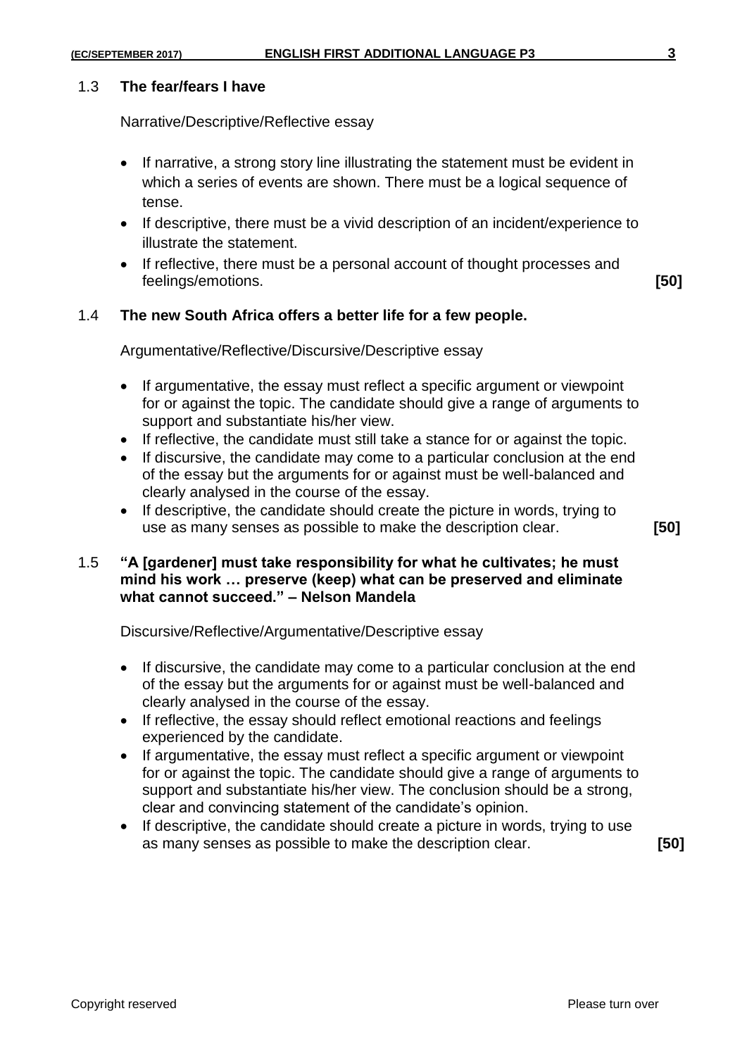1.3 **The fear/fears I have**

Narrative/Descriptive/Reflective essay

- If narrative, a strong story line illustrating the statement must be evident in which a series of events are shown. There must be a logical sequence of tense.
- If descriptive, there must be a vivid description of an incident/experience to illustrate the statement.
- If reflective, there must be a personal account of thought processes and feelings/emotions. **[50]**

1.4 **The new South Africa offers a better life for a few people.**

Argumentative/Reflective/Discursive/Descriptive essay

- If argumentative, the essay must reflect a specific argument or viewpoint for or against the topic. The candidate should give a range of arguments to support and substantiate his/her view.
- If reflective, the candidate must still take a stance for or against the topic.
- If discursive, the candidate may come to a particular conclusion at the end of the essay but the arguments for or against must be well-balanced and clearly analysed in the course of the essay.
- If descriptive, the candidate should create the picture in words, trying to use as many senses as possible to make the description clear. **[50]**

1.5 **"A [gardener] must take responsibility for what he cultivates; he must mind his work … preserve (keep) what can be preserved and eliminate what cannot succeed." – Nelson Mandela**

Discursive/Reflective/Argumentative/Descriptive essay

- If discursive, the candidate may come to a particular conclusion at the end of the essay but the arguments for or against must be well-balanced and clearly analysed in the course of the essay.
- If reflective, the essay should reflect emotional reactions and feelings experienced by the candidate.
- If argumentative, the essay must reflect a specific argument or viewpoint for or against the topic. The candidate should give a range of arguments to support and substantiate his/her view. The conclusion should be a strong, clear and convincing statement of the candidate's opinion.
- If descriptive, the candidate should create a picture in words, trying to use as many senses as possible to make the description clear. **[50]**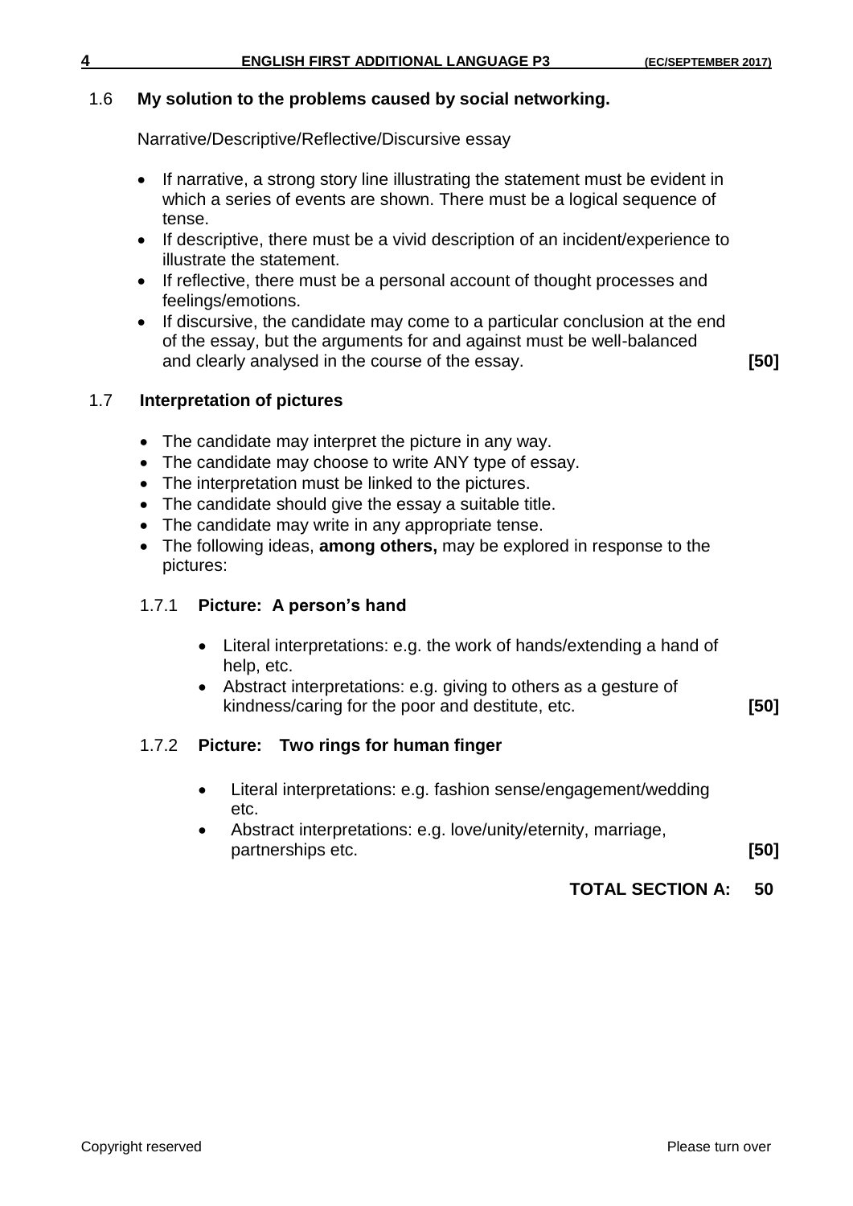1.6 **My solution to the problems caused by social networking.**

Narrative/Descriptive/Reflective/Discursive essay

- If narrative, a strong story line illustrating the statement must be evident in which a series of events are shown. There must be a logical sequence of tense.
- If descriptive, there must be a vivid description of an incident/experience to illustrate the statement.
- If reflective, there must be a personal account of thought processes and feelings/emotions.
- If discursive, the candidate may come to a particular conclusion at the end of the essay, but the arguments for and against must be well-balanced and clearly analysed in the course of the essay. **[50]**

1.7 **Interpretation of pictures**

- The candidate may interpret the picture in any way.
- The candidate may choose to write ANY type of essay.
- The interpretation must be linked to the pictures.
- The candidate should give the essay a suitable title.
- The candidate may write in any appropriate tense.
- The following ideas, **among others,** may be explored in response to the pictures:

1.7.1 **Picture: A person's hand**

- Literal interpretations: e.g. the work of hands/extending a hand of help, etc.
- Abstract interpretations: e.g. giving to others as a gesture of kindness/caring for the poor and destitute, etc. **[50]**

1.7.2 **Picture: Two rings for human finger**

- Literal interpretations: e.g. fashion sense/engagement/wedding etc.
- Abstract interpretations: e.g. love/unity/eternity, marriage, partnerships etc. **[50]**

**TOTAL SECTION A: 50**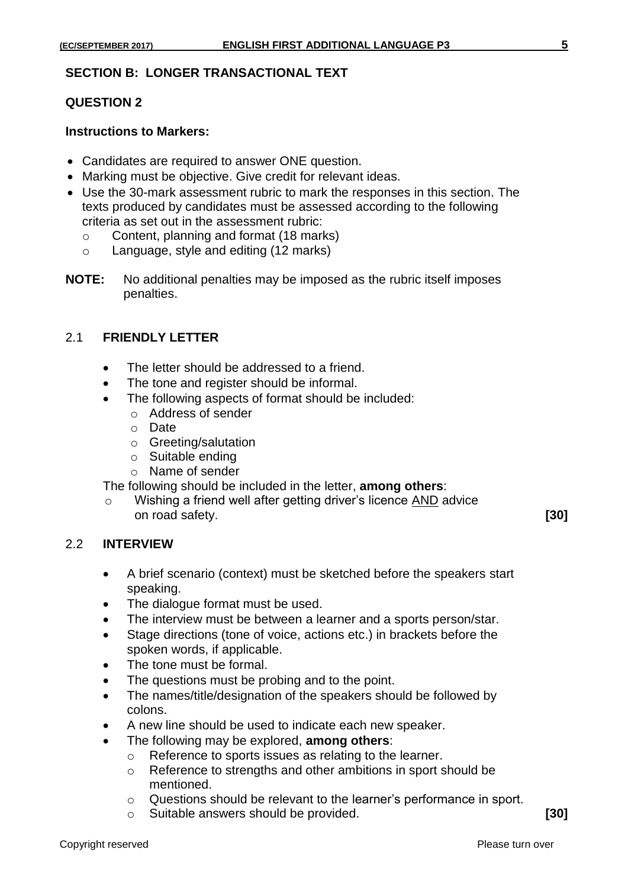**SECTION B: LONGER TRANSACTIONAL TEXT**

**QUESTION 2**

**Instructions to Markers:**

- Candidates are required to answer ONE question.
- Marking must be objective. Give credit for relevant ideas.
- Use the 30-mark assessment rubric to mark the responses in this section. The texts produced by candidates must be assessed according to the following criteria as set out in the assessment rubric:
  - Content, planning and format (18 marks)
  - Language, style and editing (12 marks)

**NOTE:** No additional penalties may be imposed as the rubric itself imposes penalties.

2.1 **FRIENDLY LETTER**

- The letter should be addressed to a friend.
- The tone and register should be informal.
- The following aspects of format should be included:
  - Address of sender
  - Date
  - Greeting/salutation
  - Suitable ending
  - Name of sender

The following should be included in the letter, **among others**:

- Wishing a friend well after getting driver's licence AND advice on road safety. **[30]**

2.2 **INTERVIEW**

- A brief scenario (context) must be sketched before the speakers start speaking.
- The dialogue format must be used.
- The interview must be between a learner and a sports person/star.
- Stage directions (tone of voice, actions etc.) in brackets before the spoken words, if applicable.
- The tone must be formal.
- The questions must be probing and to the point.
- The names/title/designation of the speakers should be followed by colons.
- A new line should be used to indicate each new speaker.
- The following may be explored, **among others**:
  - Reference to sports issues as relating to the learner.
  - Reference to strengths and other ambitions in sport should be mentioned.
  - Questions should be relevant to the learner's performance in sport.
  - Suitable answers should be provided. **[30]**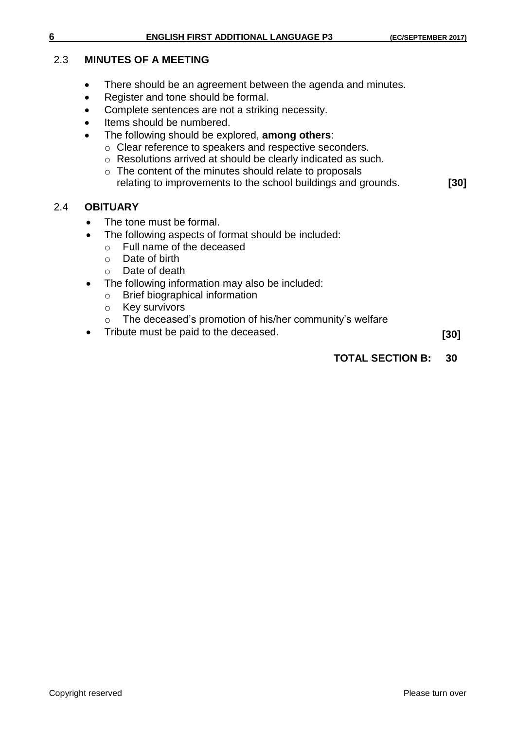## 2.3 MINUTES OF A MEETING

- There should be an agreement between the agenda and minutes.
- Register and tone should be formal.
- Complete sentences are not a striking necessity.
- Items should be numbered.
- The following should be explored, **among others**:
  - Clear reference to speakers and respective seconders.
  - Resolutions arrived at should be clearly indicated as such.
  - The content of the minutes should relate to proposals relating to improvements to the school buildings and grounds. **[30]**

## 2.4 OBITUARY

- The tone must be formal.
- The following aspects of format should be included:
  - Full name of the deceased
  - Date of birth
  - Date of death
- The following information may also be included:
  - Brief biographical information
  - Key survivors
  - The deceased's promotion of his/her community's welfare
- Tribute must be paid to the deceased. **[30]**

**TOTAL SECTION B: 30**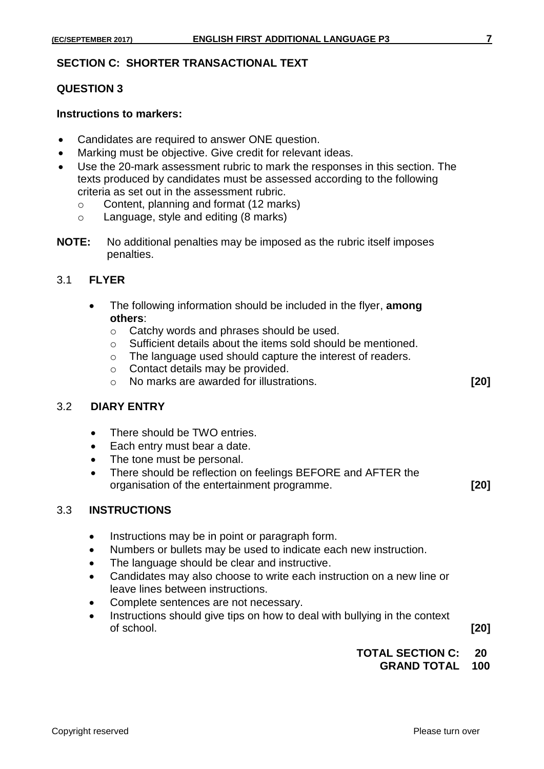## SECTION C: SHORTER TRANSACTIONAL TEXT

### QUESTION 3

**Instructions to markers:**

- Candidates are required to answer ONE question.
- Marking must be objective. Give credit for relevant ideas.
- Use the 20-mark assessment rubric to mark the responses in this section. The texts produced by candidates must be assessed according to the following criteria as set out in the assessment rubric.
  - Content, planning and format (12 marks)
  - Language, style and editing (8 marks)

**NOTE:** No additional penalties may be imposed as the rubric itself imposes penalties.

### 3.1 FLYER

- The following information should be included in the flyer, **among others**:
  - Catchy words and phrases should be used.
  - Sufficient details about the items sold should be mentioned.
  - The language used should capture the interest of readers.
  - Contact details may be provided.
  - No marks are awarded for illustrations. **[20]**

### 3.2 DIARY ENTRY

- There should be TWO entries.
- Each entry must bear a date.
- The tone must be personal.
- There should be reflection on feelings BEFORE and AFTER the organisation of the entertainment programme. **[20]**

### 3.3 INSTRUCTIONS

- Instructions may be in point or paragraph form.
- Numbers or bullets may be used to indicate each new instruction.
- The language should be clear and instructive.
- Candidates may also choose to write each instruction on a new line or leave lines between instructions.
- Complete sentences are not necessary.
- Instructions should give tips on how to deal with bullying in the context of school. **[20]**

**TOTAL SECTION C: 20**
**GRAND TOTAL 100**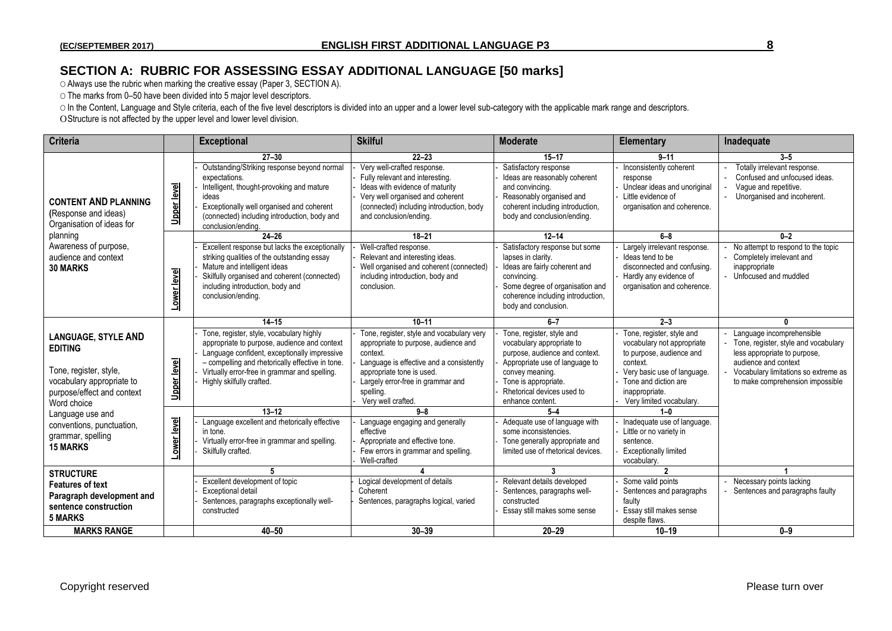## SECTION A: RUBRIC FOR ASSESSING ESSAY ADDITIONAL LANGUAGE [50 marks]

- Always use the rubric when marking the creative essay (Paper 3, SECTION A).
- The marks from 0–50 have been divided into 5 major level descriptors.
- In the Content, Language and Style criteria, each of the five level descriptors is divided into an upper and a lower level sub-category with the applicable mark range and descriptors.
- Structure is not affected by the upper level and lower level division.

| Criteria | | Exceptional | Skilful | Moderate | Elementary | Inadequate |
|---|---|---|---|---|---|---|
| **CONTENT AND PLANNING** (Response and ideas) Organisation of ideas for planning Awareness of purpose, audience and context **30 MARKS** | Upper level | **27–30** - Outstanding/Striking response beyond normal expectations. - Intelligent, thought-provoking and mature ideas - Exceptionally well organised and coherent (connected) including introduction, body and conclusion/ending. | **22–23** - Very well-crafted response. - Fully relevant and interesting. - Ideas with evidence of maturity - Very well organised and coherent (connected) including introduction, body and conclusion/ending. | **15–17** - Satisfactory response - Ideas are reasonably coherent and convincing. - Reasonably organised and coherent including introduction, body and conclusion/ending. | **9–11** - Inconsistently coherent response - Unclear ideas and unoriginal - Little evidence of organisation and coherence. | **3–5** - Totally irrelevant response. - Confused and unfocused ideas. - Vague and repetitive. - Unorganised and incoherent. |
| | Lower level | **24–26** - Excellent response but lacks the exceptionally striking qualities of the outstanding essay - Mature and intelligent ideas - Skilfully organised and coherent (connected) including introduction, body and conclusion/ending. | **18–21** - Well-crafted response. - Relevant and interesting ideas. - Well organised and coherent (connected) including introduction, body and conclusion. | **12–14** - Satisfactory response but some lapses in clarity. - Ideas are fairly coherent and convincing. - Some degree of organisation and coherence including introduction, body and conclusion. | **6–8** - Largely irrelevant response. - Ideas tend to be disconnected and confusing. - Hardly any evidence of organisation and coherence. | **0–2** - No attempt to respond to the topic - Completely irrelevant and inappropriate - Unfocused and muddled |
| **LANGUAGE, STYLE AND EDITING** Tone, register, style, vocabulary appropriate to purpose/effect and context Word choice Language use and conventions, punctuation, grammar, spelling **15 MARKS** | Upper level | **14–15** - Tone, register, style, vocabulary highly appropriate to purpose, audience and context - Language confident, exceptionally impressive – compelling and rhetorically effective in tone. - Virtually error-free in grammar and spelling. - Highly skilfully crafted. | **10–11** - Tone, register, style and vocabulary very appropriate to purpose, audience and context. - Language is effective and a consistently appropriate tone is used. - Largely error-free in grammar and spelling. - Very well crafted. | **6–7** - Tone, register, style and vocabulary appropriate to purpose, audience and context. - Appropriate use of language to convey meaning. - Tone is appropriate. - Rhetorical devices used to enhance content. | **2–3** - Tone, register, style and vocabulary not appropriate to purpose, audience and context. - Very basic use of language. - Tone and diction are inappropriate. - Very limited vocabulary. | **0** - Language incomprehensible - Tone, register, style and vocabulary less appropriate to purpose, audience and context - Vocabulary limitations so extreme as to make comprehension impossible |
| | Lower level | **13–12** - Language excellent and rhetorically effective in tone. - Virtually error-free in grammar and spelling. - Skilfully crafted. | **9–8** - Language engaging and generally effective - Appropriate and effective tone. - Few errors in grammar and spelling. - Well-crafted | **5–4** - Adequate use of language with some inconsistencies. - Tone generally appropriate and limited use of rhetorical devices. | **1–0** - Inadequate use of language. - Little or no variety in sentence. - Exceptionally limited vocabulary. | |
| **STRUCTURE** **Features of text** **Paragraph development and sentence construction** **5 MARKS** | | **5** - Excellent development of topic - Exceptional detail - Sentences, paragraphs exceptionally well-constructed | **4** - Logical development of details - Coherent - Sentences, paragraphs logical, varied | **3** - Relevant details developed - Sentences, paragraphs well-constructed - Essay still makes some sense | **2** - Some valid points - Sentences and paragraphs faulty - Essay still makes sense despite flaws. | **1** - Necessary points lacking - Sentences and paragraphs faulty |
| **MARKS RANGE** | | **40–50** | **30–39** | **20–29** | **10–19** | **0–9** |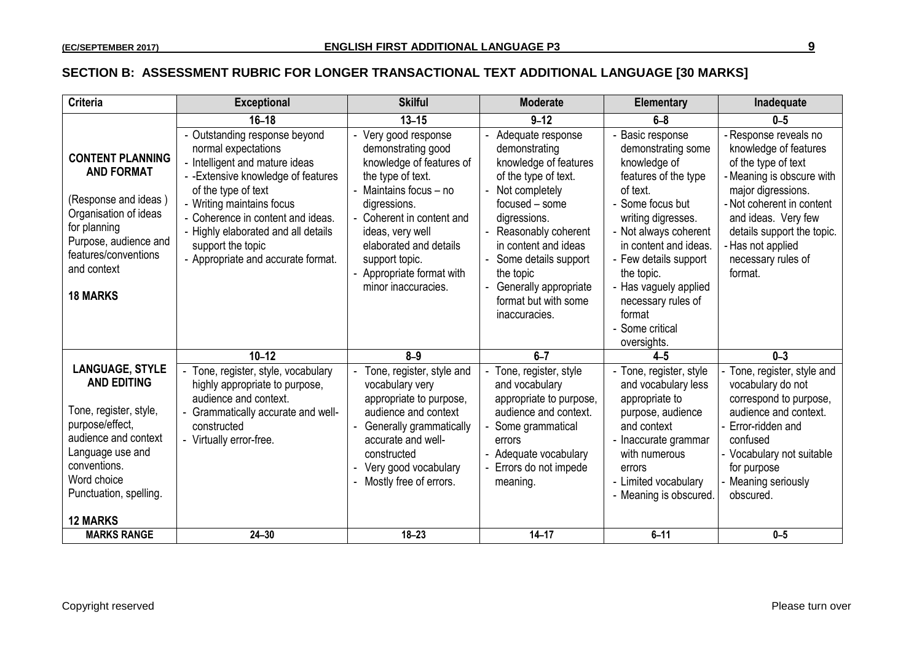## SECTION B: ASSESSMENT RUBRIC FOR LONGER TRANSACTIONAL TEXT ADDITIONAL LANGUAGE [30 MARKS]

| Criteria | Exceptional | Skilful | Moderate | Elementary | Inadequate |
|---|---|---|---|---|---|
| | 16–18 | 13–15 | 9–12 | 6–8 | 0–5 |
| **CONTENT PLANNING AND FORMAT**<br><br>(Response and ideas ) Organisation of ideas for planning Purpose, audience and features/conventions and context<br><br>**18 MARKS** | - Outstanding response beyond normal expectations<br>- Intelligent and mature ideas<br>- -Extensive knowledge of features of the type of text<br>- Writing maintains focus<br>- Coherence in content and ideas.<br>- Highly elaborated and all details support the topic<br>- Appropriate and accurate format. | - Very good response demonstrating good knowledge of features of the type of text.<br>- Maintains focus – no digressions.<br>- Coherent in content and ideas, very well elaborated and details support topic.<br>- Appropriate format with minor inaccuracies. | - Adequate response demonstrating knowledge of features of the type of text.<br>- Not completely focused – some digressions.<br>- Reasonably coherent in content and ideas<br>- Some details support the topic<br>- Generally appropriate format but with some inaccuracies. | - Basic response demonstrating some knowledge of features of the type of text.<br>- Some focus but writing digresses.<br>- Not always coherent in content and ideas.<br>- Few details support the topic.<br>- Has vaguely applied necessary rules of format<br>- Some critical oversights. | - Response reveals no knowledge of features of the type of text<br>- Meaning is obscure with major digressions.<br>- Not coherent in content and ideas. Very few details support the topic.<br>- Has not applied necessary rules of format. |
| | 10–12 | 8–9 | 6–7 | 4–5 | 0–3 |
| **LANGUAGE, STYLE AND EDITING**<br><br>Tone, register, style, purpose/effect, audience and context Language use and conventions. Word choice Punctuation, spelling.<br><br>**12 MARKS** | - Tone, register, style, vocabulary highly appropriate to purpose, audience and context.<br>- Grammatically accurate and well-constructed<br>- Virtually error-free. | - Tone, register, style and vocabulary very appropriate to purpose, audience and context<br>- Generally grammatically accurate and well-constructed<br>- Very good vocabulary<br>- Mostly free of errors. | - Tone, register, style and vocabulary appropriate to purpose, audience and context.<br>- Some grammatical errors<br>- Adequate vocabulary<br>- Errors do not impede meaning. | - Tone, register, style and vocabulary less appropriate to purpose, audience and context<br>- Inaccurate grammar with numerous errors<br>- Limited vocabulary<br>- Meaning is obscured. | - Tone, register, style and vocabulary do not correspond to purpose, audience and context.<br>- Error-ridden and confused<br>- Vocabulary not suitable for purpose<br>- Meaning seriously obscured. |
| **MARKS RANGE** | 24–30 | 18–23 | 14–17 | 6–11 | 0–5 |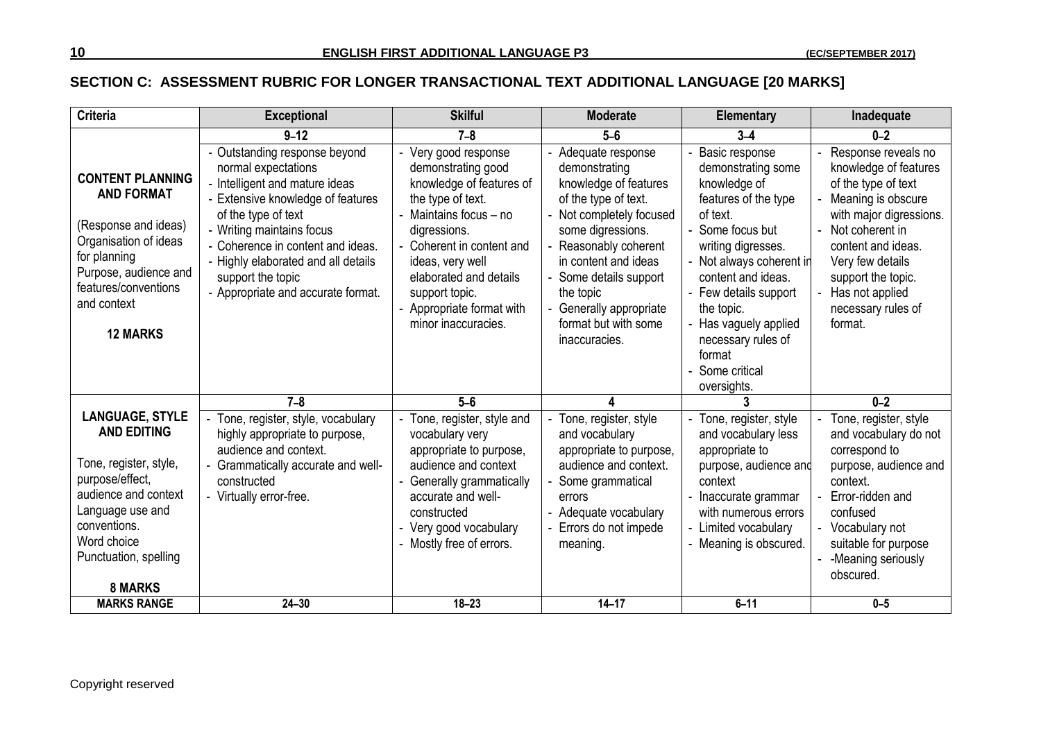## SECTION C: ASSESSMENT RUBRIC FOR LONGER TRANSACTIONAL TEXT ADDITIONAL LANGUAGE [20 MARKS]

| Criteria | Exceptional | Skilful | Moderate | Elementary | Inadequate |
|---|---|---|---|---|---|
| | 9–12 | 7–8 | 5–6 | 3–4 | 0–2 |
| **CONTENT PLANNING AND FORMAT**<br><br>(Response and ideas)<br>Organisation of ideas for planning<br>Purpose, audience and features/conventions and context<br><br>**12 MARKS** | - Outstanding response beyond normal expectations<br>- Intelligent and mature ideas<br>- Extensive knowledge of features of the type of text<br>- Writing maintains focus<br>- Coherence in content and ideas.<br>- Highly elaborated and all details support the topic<br>- Appropriate and accurate format. | - Very good response demonstrating good knowledge of features of the type of text.<br>- Maintains focus – no digressions.<br>- Coherent in content and ideas, very well elaborated and details support topic.<br>- Appropriate format with minor inaccuracies. | - Adequate response demonstrating knowledge of features of the type of text.<br>- Not completely focused some digressions.<br>- Reasonably coherent in content and ideas<br>- Some details support the topic<br>- Generally appropriate format but with some inaccuracies. | - Basic response demonstrating some knowledge of features of the type of text.<br>- Some focus but writing digresses.<br>- Not always coherent in content and ideas.<br>- Few details support the topic.<br>- Has vaguely applied necessary rules of format<br>- Some critical oversights. | - Response reveals no knowledge of features of the type of text<br>- Meaning is obscure with major digressions.<br>- Not coherent in content and ideas. Very few details support the topic.<br>- Has not applied necessary rules of format. |
| | 7–8 | 5–6 | 4 | 3 | 0–2 |
| **LANGUAGE, STYLE AND EDITING**<br><br>Tone, register, style, purpose/effect, audience and context<br>Language use and conventions.<br>Word choice<br>Punctuation, spelling<br><br>**8 MARKS** | - Tone, register, style, vocabulary highly appropriate to purpose, audience and context.<br>- Grammatically accurate and well-constructed<br>- Virtually error-free. | - Tone, register, style and vocabulary very appropriate to purpose, audience and context<br>- Generally grammatically accurate and well-constructed<br>- Very good vocabulary<br>- Mostly free of errors. | - Tone, register, style and vocabulary appropriate to purpose, audience and context.<br>- Some grammatical errors<br>- Adequate vocabulary<br>- Errors do not impede meaning. | - Tone, register, style and vocabulary less appropriate to purpose, audience and context<br>- Inaccurate grammar with numerous errors<br>- Limited vocabulary<br>- Meaning is obscured. | - Tone, register, style and vocabulary do not correspond to purpose, audience and context.<br>- Error-ridden and confused<br>- Vocabulary not suitable for purpose<br>- -Meaning seriously obscured. |
| **MARKS RANGE** | **24–30** | **18–23** | **14–17** | **6–11** | **0–5** |

Copyright reserved